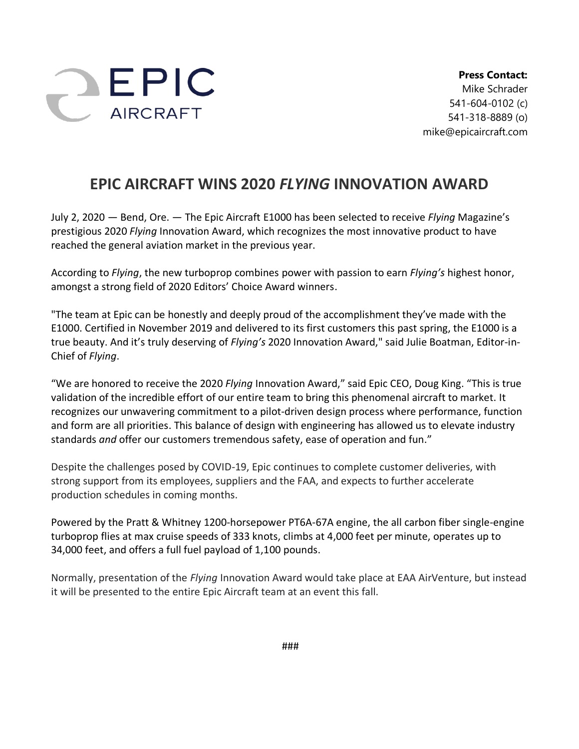EPIC AIRCRAFT

**Press Contact:**
Mike Schrader
541-604-0102 (c)
541-318-8889 (o)
mike@epicaircraft.com

# EPIC AIRCRAFT WINS 2020 *FLYING* INNOVATION AWARD

July 2, 2020 — Bend, Ore. — The Epic Aircraft E1000 has been selected to receive *Flying* Magazine's prestigious 2020 *Flying* Innovation Award, which recognizes the most innovative product to have reached the general aviation market in the previous year.

According to *Flying*, the new turboprop combines power with passion to earn *Flying's* highest honor, amongst a strong field of 2020 Editors' Choice Award winners.

"The team at Epic can be honestly and deeply proud of the accomplishment they've made with the E1000. Certified in November 2019 and delivered to its first customers this past spring, the E1000 is a true beauty. And it's truly deserving of *Flying's* 2020 Innovation Award," said Julie Boatman, Editor-in-Chief of *Flying*.

"We are honored to receive the 2020 *Flying* Innovation Award," said Epic CEO, Doug King. "This is true validation of the incredible effort of our entire team to bring this phenomenal aircraft to market. It recognizes our unwavering commitment to a pilot-driven design process where performance, function and form are all priorities. This balance of design with engineering has allowed us to elevate industry standards *and* offer our customers tremendous safety, ease of operation and fun."

Despite the challenges posed by COVID-19, Epic continues to complete customer deliveries, with strong support from its employees, suppliers and the FAA, and expects to further accelerate production schedules in coming months.

Powered by the Pratt & Whitney 1200-horsepower PT6A-67A engine, the all carbon fiber single-engine turboprop flies at max cruise speeds of 333 knots, climbs at 4,000 feet per minute, operates up to 34,000 feet, and offers a full fuel payload of 1,100 pounds.

Normally, presentation of the *Flying* Innovation Award would take place at EAA AirVenture, but instead it will be presented to the entire Epic Aircraft team at an event this fall.

###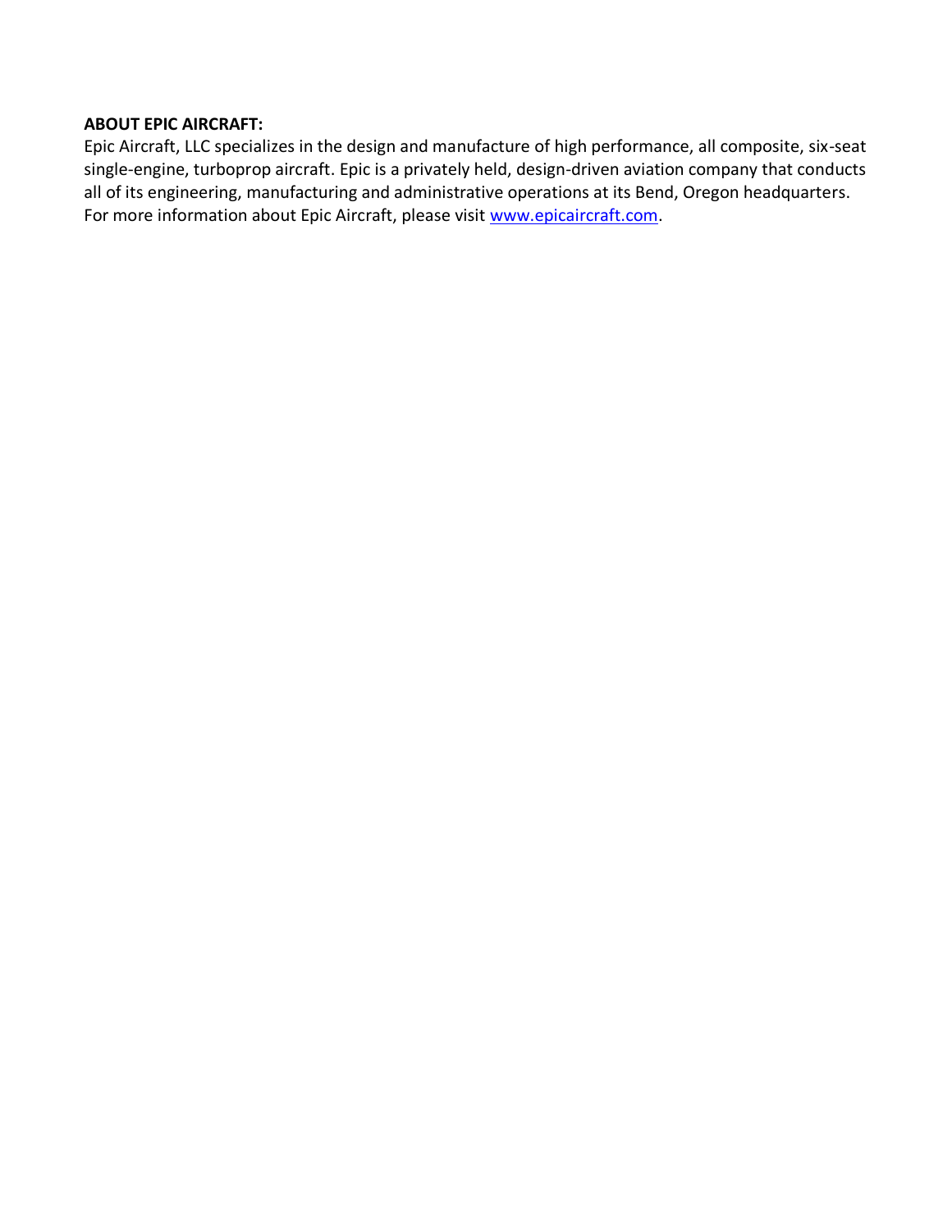**ABOUT EPIC AIRCRAFT:**

Epic Aircraft, LLC specializes in the design and manufacture of high performance, all composite, six-seat single-engine, turboprop aircraft. Epic is a privately held, design-driven aviation company that conducts all of its engineering, manufacturing and administrative operations at its Bend, Oregon headquarters. For more information about Epic Aircraft, please visit [www.epicaircraft.com](http://www.epicaircraft.com).